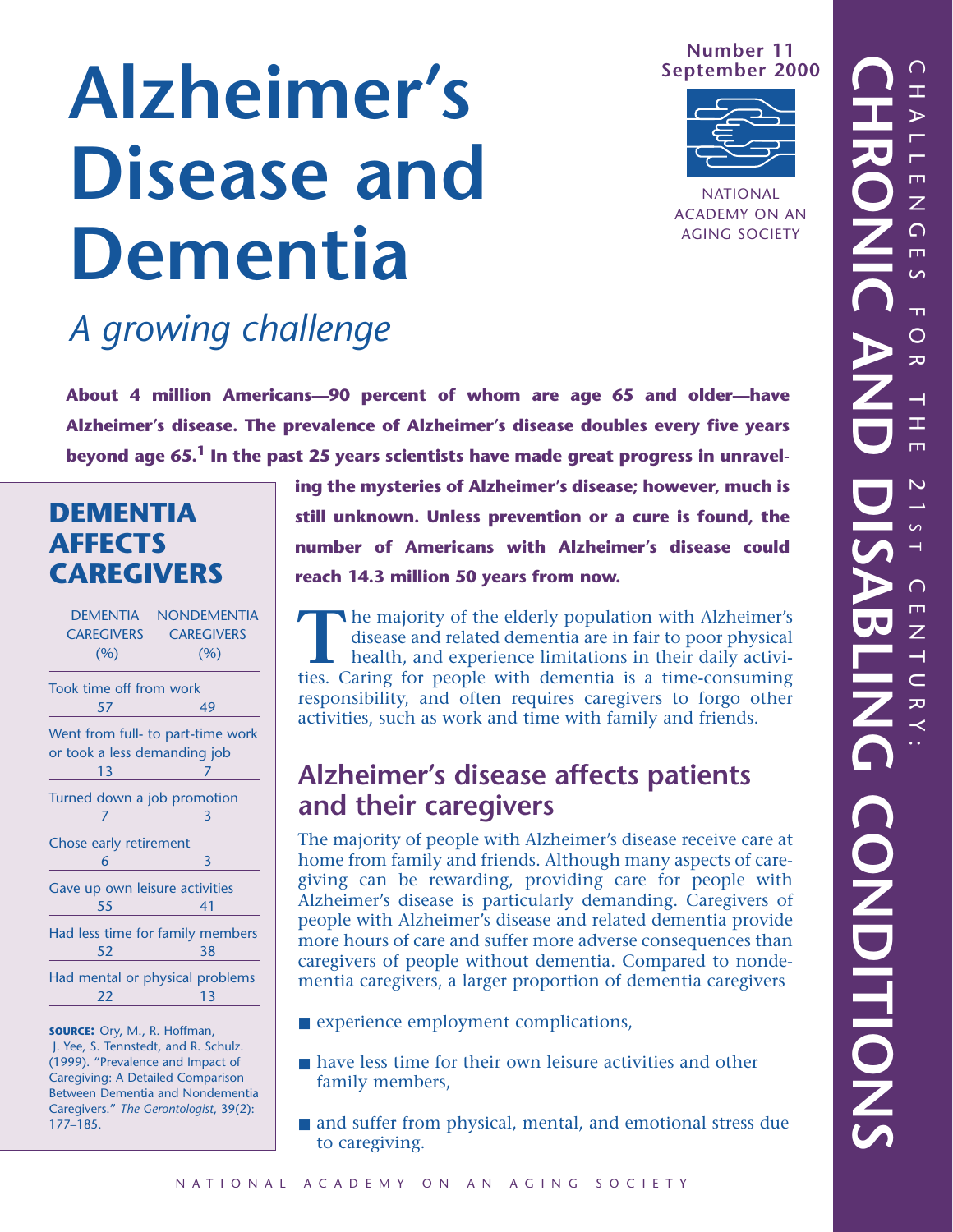Number 11
September 2000

NATIONAL ACADEMY ON AN AGING SOCIETY

CHALLENGES FOR THE 21ST CENTURY: CHRONIC AND DISABLING CONDITIONS

# Alzheimer's Disease and Dementia

## *A growing challenge*

**About 4 million Americans—90 percent of whom are age 65 and older—have Alzheimer's disease. The prevalence of Alzheimer's disease doubles every five years beyond age 65.[1] In the past 25 years scientists have made great progress in unraveling the mysteries of Alzheimer's disease; however, much is still unknown. Unless prevention or a cure is found, the number of Americans with Alzheimer's disease could reach 14.3 million 50 years from now.**

The majority of the elderly population with Alzheimer's disease and related dementia are in fair to poor physical health, and experience limitations in their daily activities. Caring for people with dementia is a time-consuming responsibility, and often requires caregivers to forgo other activities, such as work and time with family and friends.

## Alzheimer's disease affects patients and their caregivers

The majority of people with Alzheimer's disease receive care at home from family and friends. Although many aspects of caregiving can be rewarding, providing care for people with Alzheimer's disease is particularly demanding. Caregivers of people with Alzheimer's disease and related dementia provide more hours of care and suffer more adverse consequences than caregivers of people without dementia. Compared to nondementia caregivers, a larger proportion of dementia caregivers

- experience employment complications,
- have less time for their own leisure activities and other family members,
- and suffer from physical, mental, and emotional stress due to caregiving.

### DEMENTIA AFFECTS CAREGIVERS

| | DEMENTIA CAREGIVERS (%) | NONDEMENTIA CAREGIVERS (%) |
|---|---|---|
| Took time off from work | 57 | 49 |
| Went from full- to part-time work or took a less demanding job | 13 | 7 |
| Turned down a job promotion | 7 | 3 |
| Chose early retirement | 6 | 3 |
| Gave up own leisure activities | 55 | 41 |
| Had less time for family members | 52 | 38 |
| Had mental or physical problems | 22 | 13 |

**SOURCE:** Ory, M., R. Hoffman, J. Yee, S. Tennstedt, and R. Schulz. (1999). "Prevalence and Impact of Caregiving: A Detailed Comparison Between Dementia and Nondementia Caregivers." *The Gerontologist*, 39(2): 177–185.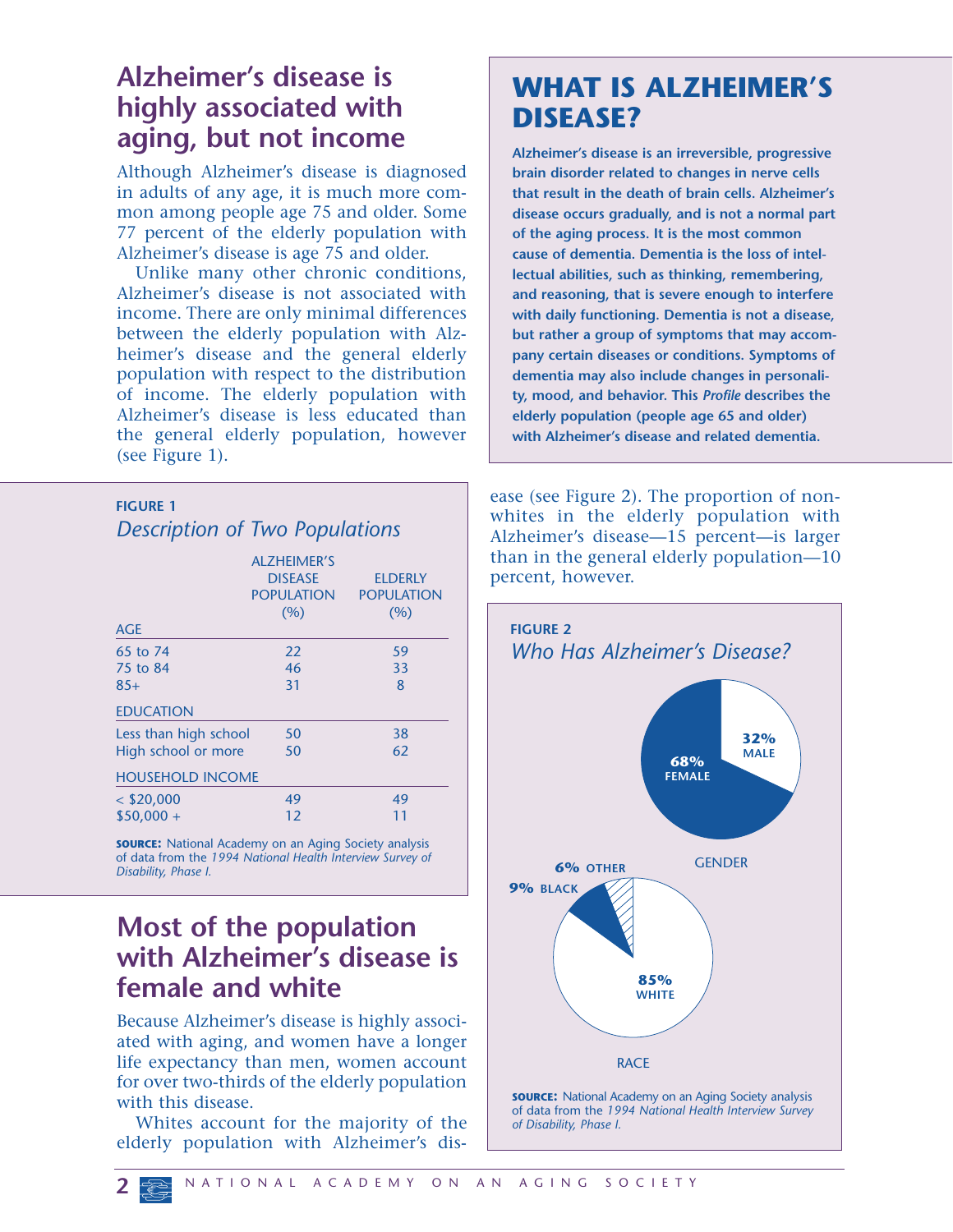## Alzheimer's disease is highly associated with aging, but not income

Although Alzheimer's disease is diagnosed in adults of any age, it is much more common among people age 75 and older. Some 77 percent of the elderly population with Alzheimer's disease is age 75 and older.

Unlike many other chronic conditions, Alzheimer's disease is not associated with income. There are only minimal differences between the elderly population with Alzheimer's disease and the general elderly population with respect to the distribution of income. The elderly population with Alzheimer's disease is less educated than the general elderly population, however (see Figure 1).

## WHAT IS ALZHEIMER'S DISEASE?

**Alzheimer's disease is an irreversible, progressive brain disorder related to changes in nerve cells that result in the death of brain cells. Alzheimer's disease occurs gradually, and is not a normal part of the aging process. It is the most common cause of dementia. Dementia is the loss of intellectual abilities, such as thinking, remembering, and reasoning, that is severe enough to interfere with daily functioning. Dementia is not a disease, but rather a group of symptoms that may accompany certain diseases or conditions. Symptoms of dementia may also include changes in personality, mood, and behavior. This *Profile* describes the elderly population (people age 65 and older) with Alzheimer's disease and related dementia.**

**FIGURE 1**

*Description of Two Populations*

| | ALZHEIMER'S DISEASE POPULATION (%) | ELDERLY POPULATION (%) |
|---|---|---|
| **AGE** | | |
| 65 to 74 | 22 | 59 |
| 75 to 84 | 46 | 33 |
| 85+ | 31 | 8 |
| **EDUCATION** | | |
| Less than high school | 50 | 38 |
| High school or more | 50 | 62 |
| **HOUSEHOLD INCOME** | | |
| < $20,000 | 49 | 49 |
| $50,000 + | 12 | 11 |

**SOURCE:** National Academy on an Aging Society analysis of data from the *1994 National Health Interview Survey of Disability, Phase I.*

## Most of the population with Alzheimer's disease is female and white

Because Alzheimer's disease is highly associated with aging, and women have a longer life expectancy than men, women account for over two-thirds of the elderly population with this disease.

Whites account for the majority of the elderly population with Alzheimer's disease (see Figure 2). The proportion of nonwhites in the elderly population with Alzheimer's disease—15 percent—is larger than in the general elderly population—10 percent, however.

**FIGURE 2**

*Who Has Alzheimer's Disease?*

GENDER: 68% FEMALE, 32% MALE

RACE: 85% WHITE, 9% BLACK, 6% OTHER

**SOURCE:** National Academy on an Aging Society analysis of data from the *1994 National Health Interview Survey of Disability, Phase I.*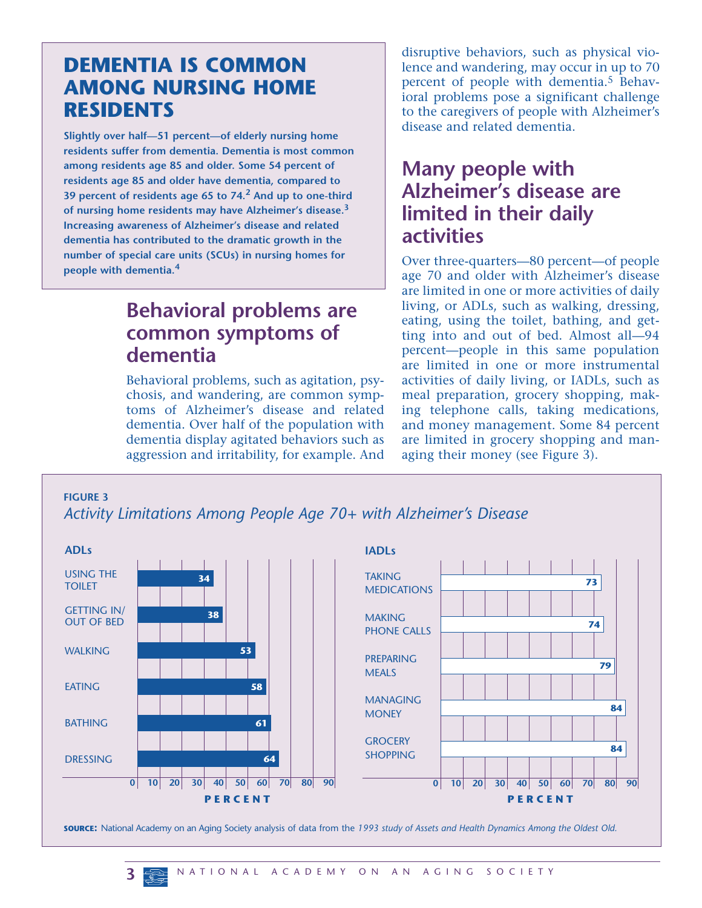## DEMENTIA IS COMMON AMONG NURSING HOME RESIDENTS

**Slightly over half—51 percent—of elderly nursing home residents suffer from dementia. Dementia is most common among residents age 85 and older. Some 54 percent of residents age 85 and older have dementia, compared to 39 percent of residents age 65 to 74.[2] And up to one-third of nursing home residents may have Alzheimer's disease.[3] Increasing awareness of Alzheimer's disease and related dementia has contributed to the dramatic growth in the number of special care units (SCUs) in nursing homes for people with dementia.[4]**

## Behavioral problems are common symptoms of dementia

Behavioral problems, such as agitation, psychosis, and wandering, are common symptoms of Alzheimer's disease and related dementia. Over half of the population with dementia display agitated behaviors such as aggression and irritability, for example. And disruptive behaviors, such as physical violence and wandering, may occur in up to 70 percent of people with dementia.[5] Behavioral problems pose a significant challenge to the caregivers of people with Alzheimer's disease and related dementia.

## Many people with Alzheimer's disease are limited in their daily activities

Over three-quarters—80 percent—of people age 70 and older with Alzheimer's disease are limited in one or more activities of daily living, or ADLs, such as walking, dressing, eating, using the toilet, bathing, and getting into and out of bed. Almost all—94 percent—people in this same population are limited in one or more instrumental activities of daily living, or IADLs, such as meal preparation, grocery shopping, making telephone calls, taking medications, and money management. Some 84 percent are limited in grocery shopping and managing their money (see Figure 3).

**FIGURE 3**

*Activity Limitations Among People Age 70+ with Alzheimer's Disease*

**ADLs**

| Activity | Percent |
|---|---|
| Using the toilet | 34 |
| Getting in/out of bed | 38 |
| Walking | 53 |
| Eating | 58 |
| Bathing | 61 |
| Dressing | 64 |

**IADLs**

| Activity | Percent |
|---|---|
| Taking medications | 73 |
| Making phone calls | 74 |
| Preparing meals | 79 |
| Managing money | 84 |
| Grocery shopping | 84 |

**SOURCE:** National Academy on an Aging Society analysis of data from the *1993 study of Assets and Health Dynamics Among the Oldest Old.*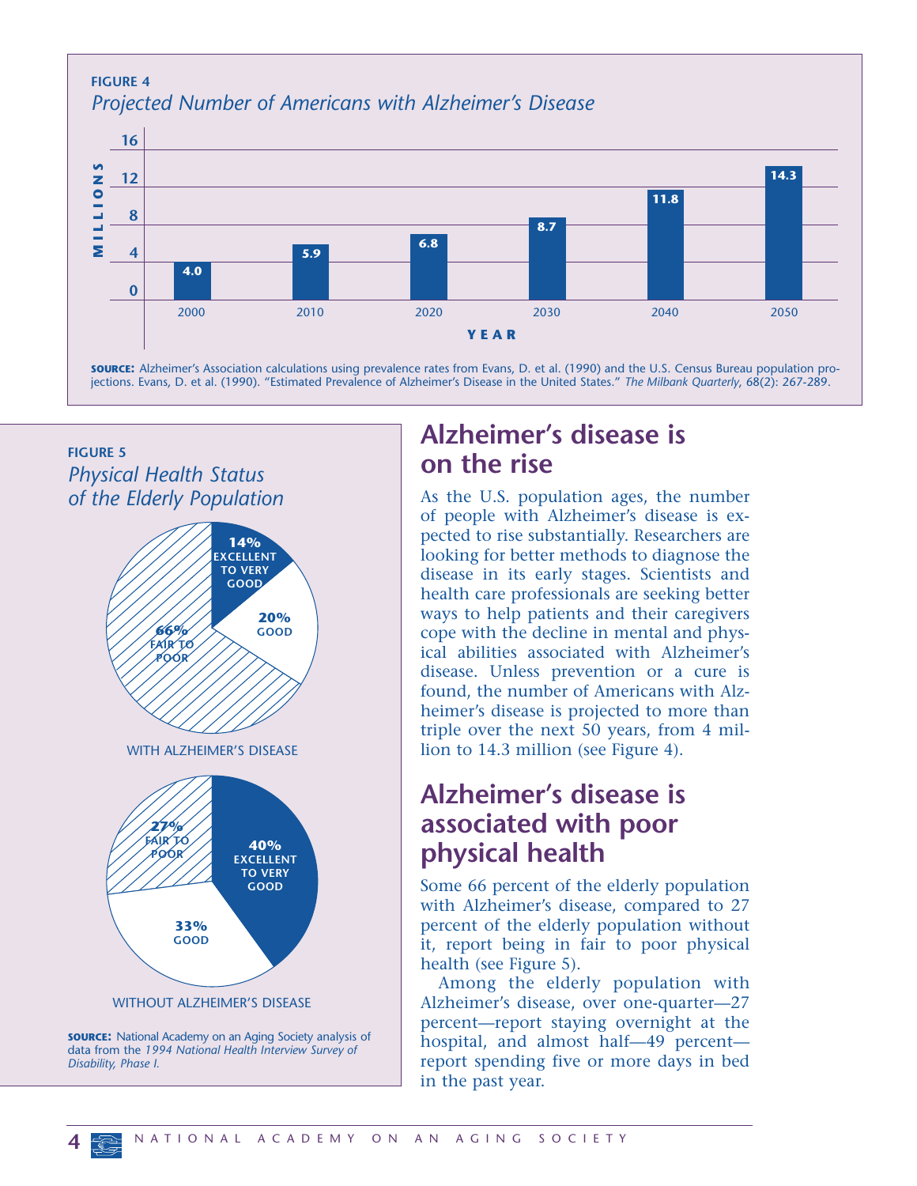**FIGURE 4**

*Projected Number of Americans with Alzheimer's Disease*

| YEAR | MILLIONS |
|---|---|
| 2000 | 4.0 |
| 2010 | 5.9 |
| 2020 | 6.8 |
| 2030 | 8.7 |
| 2040 | 11.8 |
| 2050 | 14.3 |

**SOURCE:** Alzheimer's Association calculations using prevalence rates from Evans, D. et al. (1990) and the U.S. Census Bureau population projections. Evans, D. et al. (1990). "Estimated Prevalence of Alzheimer's Disease in the United States." *The Milbank Quarterly*, 68(2): 267-289.

**FIGURE 5**

*Physical Health Status of the Elderly Population*

WITH ALZHEIMER'S DISEASE

| Health Status | Percent |
|---|---|
| Excellent to very good | 14% |
| Good | 20% |
| Fair to poor | 66% |

WITHOUT ALZHEIMER'S DISEASE

| Health Status | Percent |
|---|---|
| Excellent to very good | 40% |
| Good | 33% |
| Fair to poor | 27% |

**SOURCE:** National Academy on an Aging Society analysis of data from the *1994 National Health Interview Survey of Disability, Phase I.*

## Alzheimer's disease is on the rise

As the U.S. population ages, the number of people with Alzheimer's disease is expected to rise substantially. Researchers are looking for better methods to diagnose the disease in its early stages. Scientists and health care professionals are seeking better ways to help patients and their caregivers cope with the decline in mental and physical abilities associated with Alzheimer's disease. Unless prevention or a cure is found, the number of Americans with Alzheimer's disease is projected to more than triple over the next 50 years, from 4 million to 14.3 million (see Figure 4).

## Alzheimer's disease is associated with poor physical health

Some 66 percent of the elderly population with Alzheimer's disease, compared to 27 percent of the elderly population without it, report being in fair to poor physical health (see Figure 5).

Among the elderly population with Alzheimer's disease, over one-quarter—27 percent—report staying overnight at the hospital, and almost half—49 percent—report spending five or more days in bed in the past year.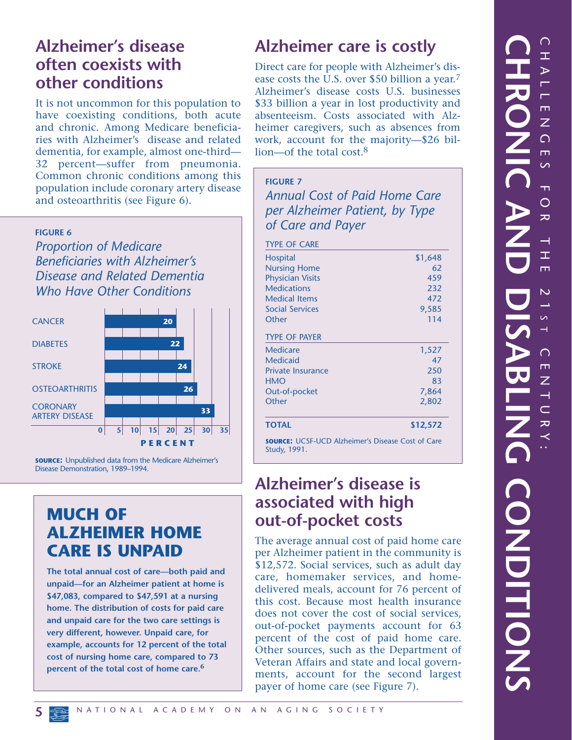## Alzheimer's disease often coexists with other conditions

It is not uncommon for this population to have coexisting conditions, both acute and chronic. Among Medicare beneficiaries with Alzheimer's disease and related dementia, for example, almost one-third—32 percent—suffer from pneumonia. Common chronic conditions among this population include coronary artery disease and osteoarthritis (see Figure 6).

**FIGURE 6**

*Proportion of Medicare Beneficiaries with Alzheimer's Disease and Related Dementia Who Have Other Conditions*

| Condition | Percent |
|---|---|
| CANCER | 20 |
| DIABETES | 22 |
| STROKE | 24 |
| OSTEOARTHRITIS | 26 |
| CORONARY ARTERY DISEASE | 33 |

**SOURCE:** Unpublished data from the Medicare Alzheimer's Disease Demonstration, 1989–1994.

### MUCH OF ALZHEIMER HOME CARE IS UNPAID

**The total annual cost of care—both paid and unpaid—for an Alzheimer patient at home is $47,083, compared to $47,591 at a nursing home. The distribution of costs for paid care and unpaid care for the two care settings is very different, however. Unpaid care, for example, accounts for 12 percent of the total cost of nursing home care, compared to 73 percent of the total cost of home care.[6]**

## Alzheimer care is costly

Direct care for people with Alzheimer's disease costs the U.S. over $50 billion a year.[7] Alzheimer's disease costs U.S. businesses $33 billion a year in lost productivity and absenteeism. Costs associated with Alzheimer caregivers, such as absences from work, account for the majority—$26 billion—of the total cost.[8]

**FIGURE 7**

*Annual Cost of Paid Home Care per Alzheimer Patient, by Type of Care and Payer*

| TYPE OF CARE | |
|---|---|
| Hospital | $1,648 |
| Nursing Home | 62 |
| Physician Visits | 459 |
| Medications | 232 |
| Medical Items | 472 |
| Social Services | 9,585 |
| Other | 114 |
| **TYPE OF PAYER** | |
| Medicare | 1,527 |
| Medicaid | 47 |
| Private Insurance | 250 |
| HMO | 83 |
| Out-of-pocket | 7,864 |
| Other | 2,802 |
| **TOTAL** | **$12,572** |

**SOURCE:** UCSF-UCD Alzheimer's Disease Cost of Care Study, 1991.

## Alzheimer's disease is associated with high out-of-pocket costs

The average annual cost of paid home care per Alzheimer patient in the community is $12,572. Social services, such as adult day care, homemaker services, and home-delivered meals, account for 76 percent of this cost. Because most health insurance does not cover the cost of social services, out-of-pocket payments account for 63 percent of the cost of paid home care. Other sources, such as the Department of Veteran Affairs and state and local governments, account for the second largest payer of home care (see Figure 7).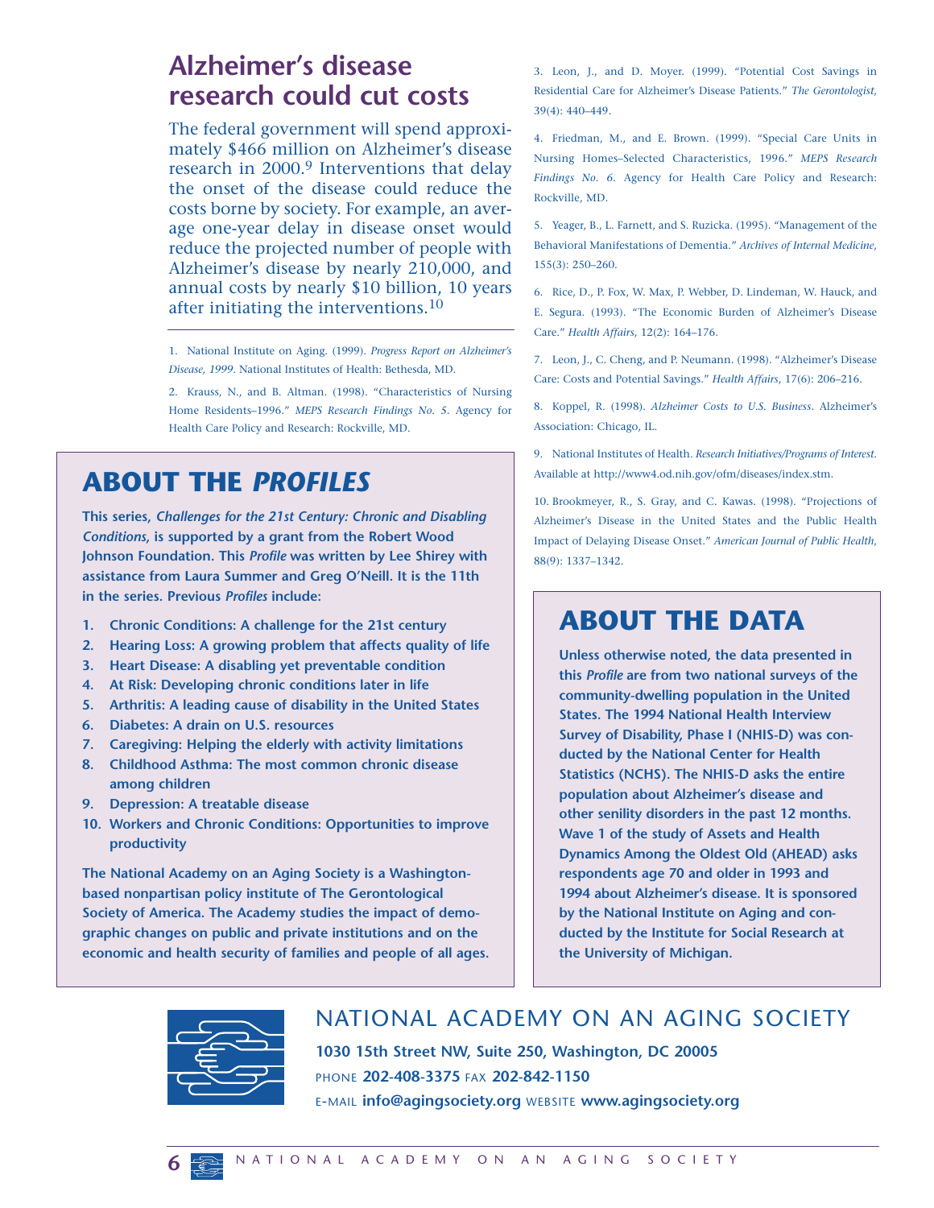## Alzheimer's disease research could cut costs

The federal government will spend approximately $466 million on Alzheimer's disease research in 2000.[9] Interventions that delay the onset of the disease could reduce the costs borne by society. For example, an average one-year delay in disease onset would reduce the projected number of people with Alzheimer's disease by nearly 210,000, and annual costs by nearly $10 billion, 10 years after initiating the interventions.[10]

---

1. National Institute on Aging. (1999). *Progress Report on Alzheimer's Disease, 1999*. National Institutes of Health: Bethesda, MD.

2. Krauss, N., and B. Altman. (1998). "Characteristics of Nursing Home Residents–1996." *MEPS Research Findings No. 5*. Agency for Health Care Policy and Research: Rockville, MD.

3. Leon, J., and D. Moyer. (1999). "Potential Cost Savings in Residential Care for Alzheimer's Disease Patients." *The Gerontologist*, 39(4): 440–449.

4. Friedman, M., and E. Brown. (1999). "Special Care Units in Nursing Homes–Selected Characteristics, 1996." *MEPS Research Findings No. 6*. Agency for Health Care Policy and Research: Rockville, MD.

5. Yeager, B., L. Farnett, and S. Ruzicka. (1995). "Management of the Behavioral Manifestations of Dementia." *Archives of Internal Medicine*, 155(3): 250–260.

6. Rice, D., P. Fox, W. Max, P. Webber, D. Lindeman, W. Hauck, and E. Segura. (1993). "The Economic Burden of Alzheimer's Disease Care." *Health Affairs*, 12(2): 164–176.

7. Leon, J., C. Cheng, and P. Neumann. (1998). "Alzheimer's Disease Care: Costs and Potential Savings." *Health Affairs*, 17(6): 206–216.

8. Koppel, R. (1998). *Alzheimer Costs to U.S. Business*. Alzheimer's Association: Chicago, IL.

9. National Institutes of Health. *Research Initiatives/Programs of Interest*. Available at http://www4.od.nih.gov/ofm/diseases/index.stm.

10. Brookmeyer, R., S. Gray, and C. Kawas. (1998). "Projections of Alzheimer's Disease in the United States and the Public Health Impact of Delaying Disease Onset." *American Journal of Public Health*, 88(9): 1337–1342.

## ABOUT THE *PROFILES*

**This series, *Challenges for the 21st Century: Chronic and Disabling Conditions*, is supported by a grant from the Robert Wood Johnson Foundation. This *Profile* was written by Lee Shirey with assistance from Laura Summer and Greg O'Neill. It is the 11th in the series. Previous *Profiles* include:**

1. **Chronic Conditions: A challenge for the 21st century**
2. **Hearing Loss: A growing problem that affects quality of life**
3. **Heart Disease: A disabling yet preventable condition**
4. **At Risk: Developing chronic conditions later in life**
5. **Arthritis: A leading cause of disability in the United States**
6. **Diabetes: A drain on U.S. resources**
7. **Caregiving: Helping the elderly with activity limitations**
8. **Childhood Asthma: The most common chronic disease among children**
9. **Depression: A treatable disease**
10. **Workers and Chronic Conditions: Opportunities to improve productivity**

**The National Academy on an Aging Society is a Washington-based nonpartisan policy institute of The Gerontological Society of America. The Academy studies the impact of demographic changes on public and private institutions and on the economic and health security of families and people of all ages.**

## ABOUT THE DATA

**Unless otherwise noted, the data presented in this *Profile* are from two national surveys of the community-dwelling population in the United States. The 1994 National Health Interview Survey of Disability, Phase I (NHIS-D) was conducted by the National Center for Health Statistics (NCHS). The NHIS-D asks the entire population about Alzheimer's disease and other senility disorders in the past 12 months. Wave 1 of the study of Assets and Health Dynamics Among the Oldest Old (AHEAD) asks respondents age 70 and older in 1993 and 1994 about Alzheimer's disease. It is sponsored by the National Institute on Aging and conducted by the Institute for Social Research at the University of Michigan.**

NATIONAL ACADEMY ON AN AGING SOCIETY

**1030 15th Street NW, Suite 250, Washington, DC 20005**

PHONE **202-408-3375** FAX **202-842-1150**

E-MAIL **info@agingsociety.org** WEBSITE **www.agingsociety.org**